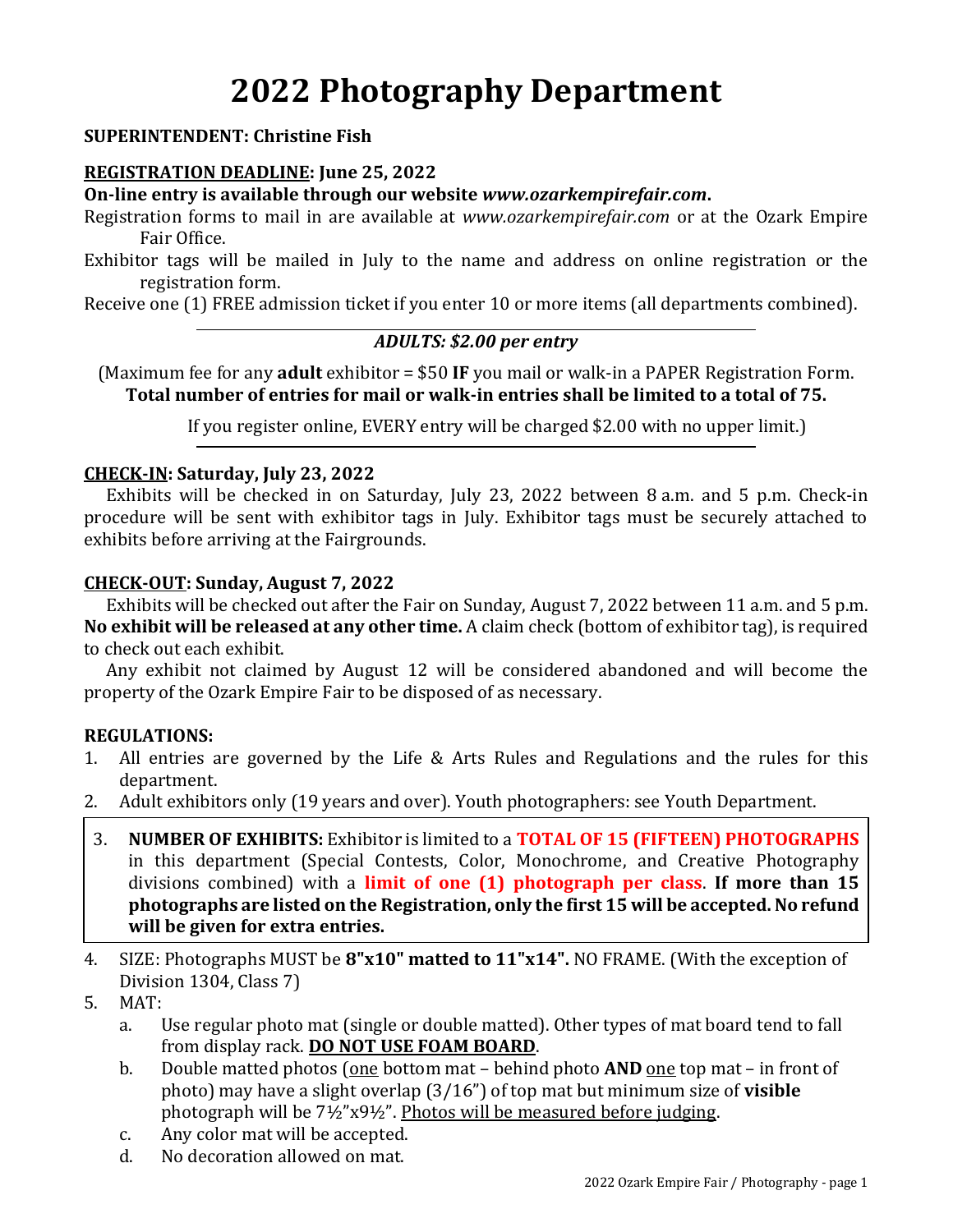# 2022 Photography Department

**SUPERINTENDENT: Christine Fish**

**<u>REGISTRATION DEADLINE</u>: June 25, 2022**

**On-line entry is available through our website *www.ozarkempirefair.com*.**

Registration forms to mail in are available at *www.ozarkempirefair.com* or at the Ozark Empire Fair Office.

Exhibitor tags will be mailed in July to the name and address on online registration or the registration form.

Receive one (1) FREE admission ticket if you enter 10 or more items (all departments combined).

***ADULTS: $2.00 per entry***

(Maximum fee for any **adult** exhibitor = $50 **IF** you mail or walk-in a PAPER Registration Form. **Total number of entries for mail or walk-in entries shall be limited to a total of 75.**

If you register online, EVERY entry will be charged $2.00 with no upper limit.)

**<u>CHECK-IN</u>: Saturday, July 23, 2022**

Exhibits will be checked in on Saturday, July 23, 2022 between 8 a.m. and 5 p.m. Check-in procedure will be sent with exhibitor tags in July. Exhibitor tags must be securely attached to exhibits before arriving at the Fairgrounds.

**<u>CHECK-OUT</u>: Sunday, August 7, 2022**

Exhibits will be checked out after the Fair on Sunday, August 7, 2022 between 11 a.m. and 5 p.m. **No exhibit will be released at any other time.** A claim check (bottom of exhibitor tag), is required to check out each exhibit.

Any exhibit not claimed by August 12 will be considered abandoned and will become the property of the Ozark Empire Fair to be disposed of as necessary.

**REGULATIONS:**

1. All entries are governed by the Life & Arts Rules and Regulations and the rules for this department.
2. Adult exhibitors only (19 years and over). Youth photographers: see Youth Department.
3. **NUMBER OF EXHIBITS:** Exhibitor is limited to a **TOTAL OF 15 (FIFTEEN) PHOTOGRAPHS** in this department (Special Contests, Color, Monochrome, and Creative Photography divisions combined) with a **limit of one (1) photograph per class**. **If more than 15 photographs are listed on the Registration, only the first 15 will be accepted. No refund will be given for extra entries.**
4. SIZE: Photographs MUST be **8"x10" matted to 11"x14".** NO FRAME. (With the exception of Division 1304, Class 7)
5. MAT:
   a. Use regular photo mat (single or double matted). Other types of mat board tend to fall from display rack. **<u>DO NOT USE FOAM BOARD</u>**.
   b. Double matted photos (<u>one</u> bottom mat – behind photo **AND** <u>one</u> top mat – in front of photo) may have a slight overlap (3/16") of top mat but minimum size of **visible** photograph will be 7½"x9½". <u>Photos will be measured before judging</u>.
   c. Any color mat will be accepted.
   d. No decoration allowed on mat.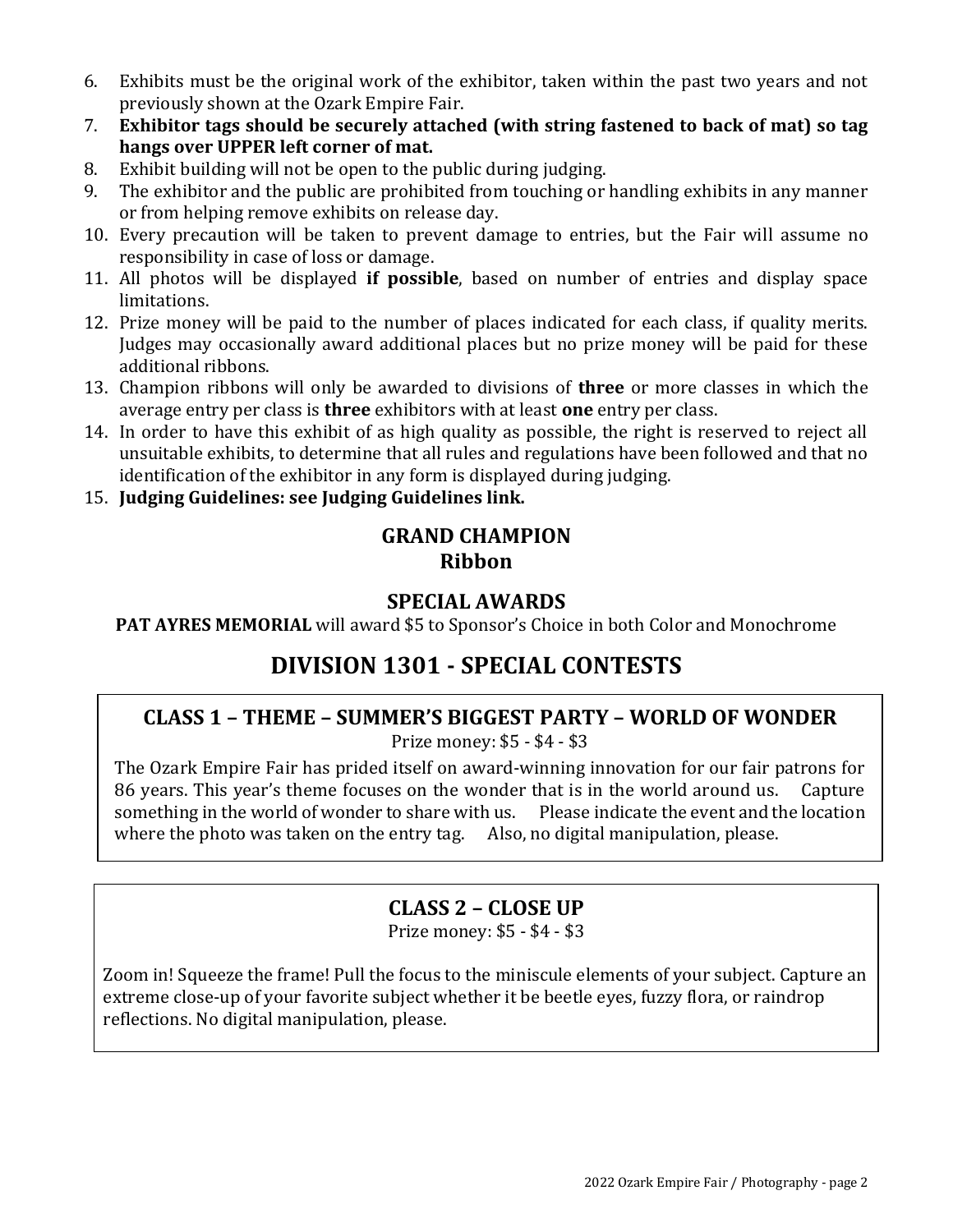6. Exhibits must be the original work of the exhibitor, taken within the past two years and not previously shown at the Ozark Empire Fair.
7. **Exhibitor tags should be securely attached (with string fastened to back of mat) so tag hangs over UPPER left corner of mat.**
8. Exhibit building will not be open to the public during judging.
9. The exhibitor and the public are prohibited from touching or handling exhibits in any manner or from helping remove exhibits on release day.
10. Every precaution will be taken to prevent damage to entries, but the Fair will assume no responsibility in case of loss or damage.
11. All photos will be displayed **if possible**, based on number of entries and display space limitations.
12. Prize money will be paid to the number of places indicated for each class, if quality merits. Judges may occasionally award additional places but no prize money will be paid for these additional ribbons.
13. Champion ribbons will only be awarded to divisions of **three** or more classes in which the average entry per class is **three** exhibitors with at least **one** entry per class.
14. In order to have this exhibit of as high quality as possible, the right is reserved to reject all unsuitable exhibits, to determine that all rules and regulations have been followed and that no identification of the exhibitor in any form is displayed during judging.
15. **Judging Guidelines: see Judging Guidelines link.**

### GRAND CHAMPION
### Ribbon

### SPECIAL AWARDS

**PAT AYRES MEMORIAL** will award $5 to Sponsor's Choice in both Color and Monochrome

## DIVISION 1301 - SPECIAL CONTESTS

### CLASS 1 – THEME – SUMMER'S BIGGEST PARTY – WORLD OF WONDER

Prize money: $5 - $4 - $3

The Ozark Empire Fair has prided itself on award-winning innovation for our fair patrons for 86 years. This year's theme focuses on the wonder that is in the world around us. Capture something in the world of wonder to share with us. Please indicate the event and the location where the photo was taken on the entry tag. Also, no digital manipulation, please.

### CLASS 2 – CLOSE UP

Prize money: $5 - $4 - $3

Zoom in! Squeeze the frame! Pull the focus to the miniscule elements of your subject. Capture an extreme close-up of your favorite subject whether it be beetle eyes, fuzzy flora, or raindrop reflections. No digital manipulation, please.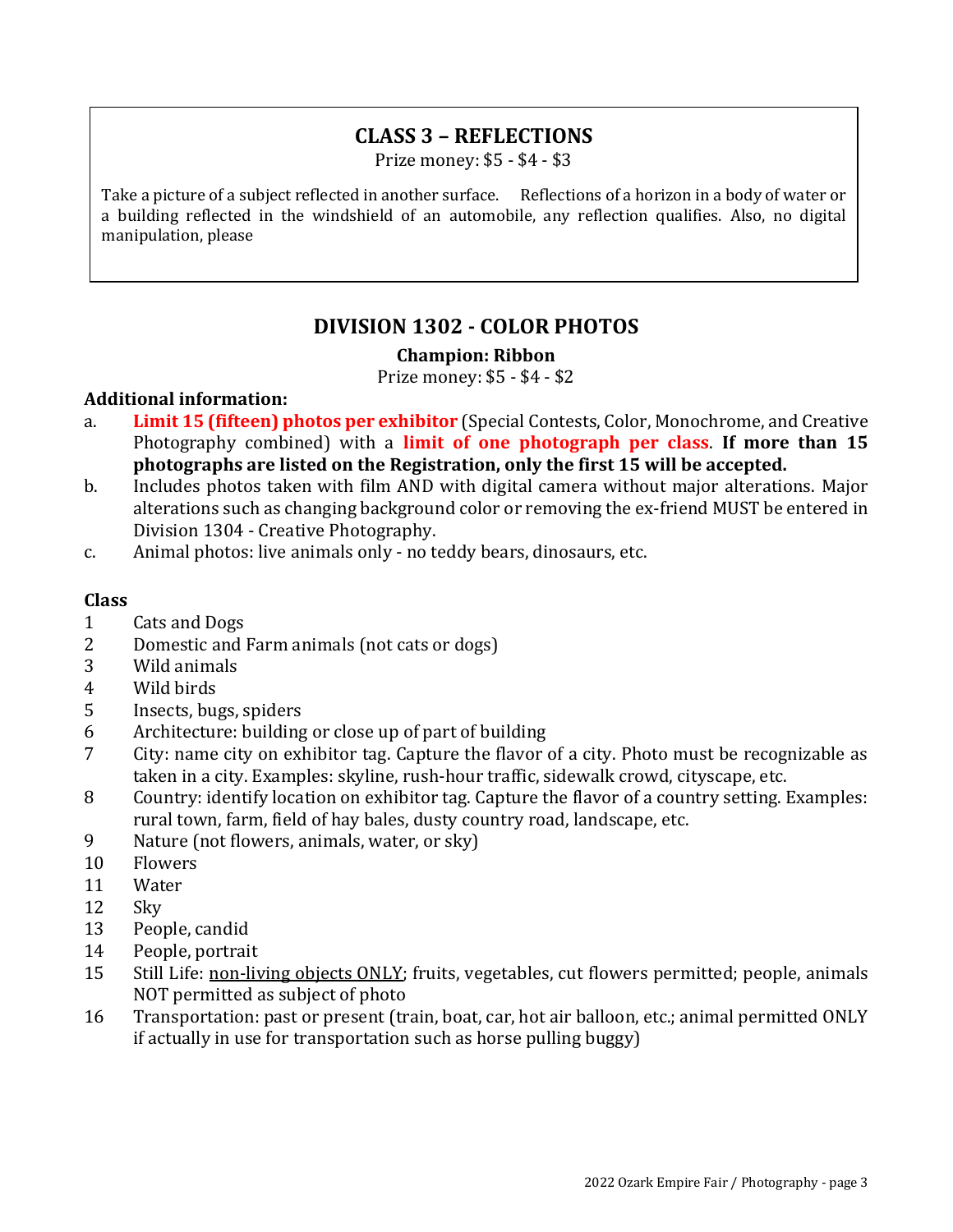## CLASS 3 – REFLECTIONS

Prize money: $5 - $4 - $3

Take a picture of a subject reflected in another surface. Reflections of a horizon in a body of water or a building reflected in the windshield of an automobile, any reflection qualifies. Also, no digital manipulation, please

## DIVISION 1302 - COLOR PHOTOS

**Champion: Ribbon**

Prize money: $5 - $4 - $2

**Additional information:**

a. **Limit 15 (fifteen) photos per exhibitor** (Special Contests, Color, Monochrome, and Creative Photography combined) with a **limit of one photograph per class**. **If more than 15 photographs are listed on the Registration, only the first 15 will be accepted.**

b. Includes photos taken with film AND with digital camera without major alterations. Major alterations such as changing background color or removing the ex-friend MUST be entered in Division 1304 - Creative Photography.

c. Animal photos: live animals only - no teddy bears, dinosaurs, etc.

**Class**

1 Cats and Dogs
2 Domestic and Farm animals (not cats or dogs)
3 Wild animals
4 Wild birds
5 Insects, bugs, spiders
6 Architecture: building or close up of part of building
7 City: name city on exhibitor tag. Capture the flavor of a city. Photo must be recognizable as taken in a city. Examples: skyline, rush-hour traffic, sidewalk crowd, cityscape, etc.
8 Country: identify location on exhibitor tag. Capture the flavor of a country setting. Examples: rural town, farm, field of hay bales, dusty country road, landscape, etc.
9 Nature (not flowers, animals, water, or sky)
10 Flowers
11 Water
12 Sky
13 People, candid
14 People, portrait
15 Still Life: <u>non-living objects ONLY</u>; fruits, vegetables, cut flowers permitted; people, animals NOT permitted as subject of photo
16 Transportation: past or present (train, boat, car, hot air balloon, etc.; animal permitted ONLY if actually in use for transportation such as horse pulling buggy)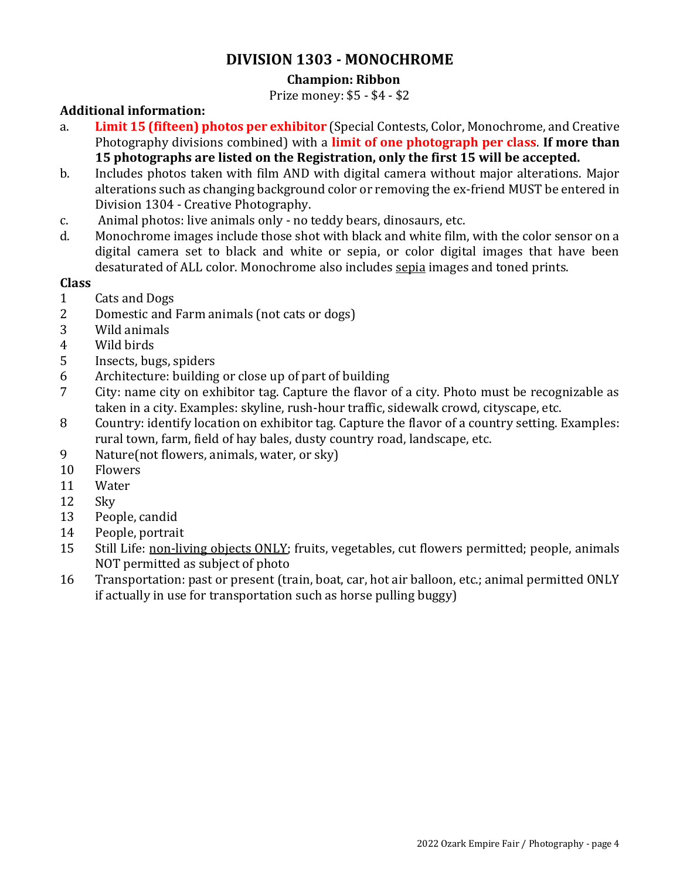## DIVISION 1303 - MONOCHROME

**Champion: Ribbon**

Prize money: $5 - $4 - $2

**Additional information:**

a. **Limit 15 (fifteen) photos per exhibitor** (Special Contests, Color, Monochrome, and Creative Photography divisions combined) with a **limit of one photograph per class**. **If more than 15 photographs are listed on the Registration, only the first 15 will be accepted.**

b. Includes photos taken with film AND with digital camera without major alterations. Major alterations such as changing background color or removing the ex-friend MUST be entered in Division 1304 - Creative Photography.

c. Animal photos: live animals only - no teddy bears, dinosaurs, etc.

d. Monochrome images include those shot with black and white film, with the color sensor on a digital camera set to black and white or sepia, or color digital images that have been desaturated of ALL color. Monochrome also includes sepia images and toned prints.

**Class**

1 Cats and Dogs
2 Domestic and Farm animals (not cats or dogs)
3 Wild animals
4 Wild birds
5 Insects, bugs, spiders
6 Architecture: building or close up of part of building
7 City: name city on exhibitor tag. Capture the flavor of a city. Photo must be recognizable as taken in a city. Examples: skyline, rush-hour traffic, sidewalk crowd, cityscape, etc.
8 Country: identify location on exhibitor tag. Capture the flavor of a country setting. Examples: rural town, farm, field of hay bales, dusty country road, landscape, etc.
9 Nature(not flowers, animals, water, or sky)
10 Flowers
11 Water
12 Sky
13 People, candid
14 People, portrait
15 Still Life: non-living objects ONLY; fruits, vegetables, cut flowers permitted; people, animals NOT permitted as subject of photo
16 Transportation: past or present (train, boat, car, hot air balloon, etc.; animal permitted ONLY if actually in use for transportation such as horse pulling buggy)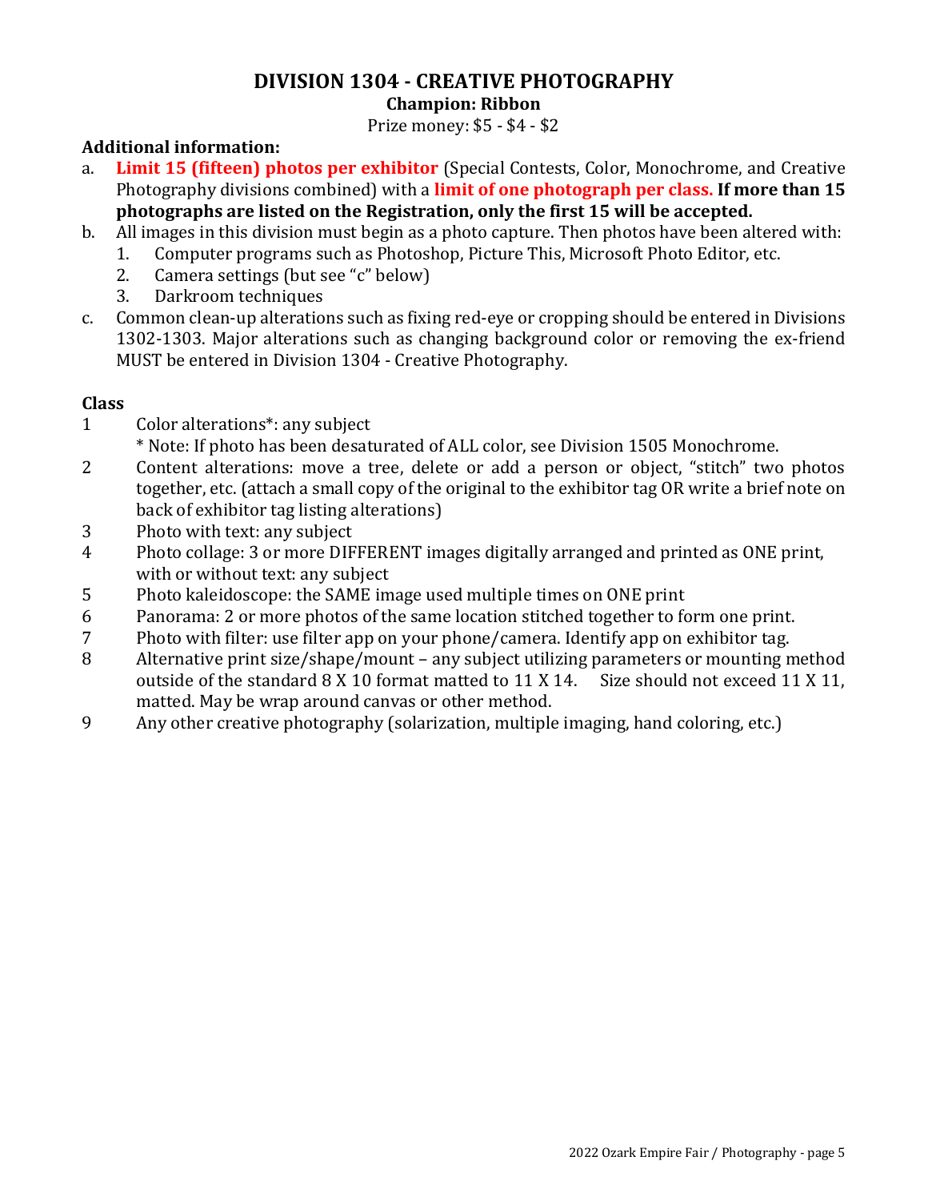## DIVISION 1304 - CREATIVE PHOTOGRAPHY

**Champion: Ribbon**

Prize money: $5 - $4 - $2

**Additional information:**

a. **Limit 15 (fifteen) photos per exhibitor** (Special Contests, Color, Monochrome, and Creative Photography divisions combined) with a **limit of one photograph per class. If more than 15 photographs are listed on the Registration, only the first 15 will be accepted.**

b. All images in this division must begin as a photo capture. Then photos have been altered with:
   1. Computer programs such as Photoshop, Picture This, Microsoft Photo Editor, etc.
   2. Camera settings (but see "c" below)
   3. Darkroom techniques

c. Common clean-up alterations such as fixing red-eye or cropping should be entered in Divisions 1302-1303. Major alterations such as changing background color or removing the ex-friend MUST be entered in Division 1304 - Creative Photography.

**Class**

1 Color alterations*: any subject
  * Note: If photo has been desaturated of ALL color, see Division 1505 Monochrome.

2 Content alterations: move a tree, delete or add a person or object, "stitch" two photos together, etc. (attach a small copy of the original to the exhibitor tag OR write a brief note on back of exhibitor tag listing alterations)

3 Photo with text: any subject

4 Photo collage: 3 or more DIFFERENT images digitally arranged and printed as ONE print, with or without text: any subject

5 Photo kaleidoscope: the SAME image used multiple times on ONE print

6 Panorama: 2 or more photos of the same location stitched together to form one print.

7 Photo with filter: use filter app on your phone/camera. Identify app on exhibitor tag.

8 Alternative print size/shape/mount – any subject utilizing parameters or mounting method outside of the standard 8 X 10 format matted to 11 X 14. Size should not exceed 11 X 11, matted. May be wrap around canvas or other method.

9 Any other creative photography (solarization, multiple imaging, hand coloring, etc.)